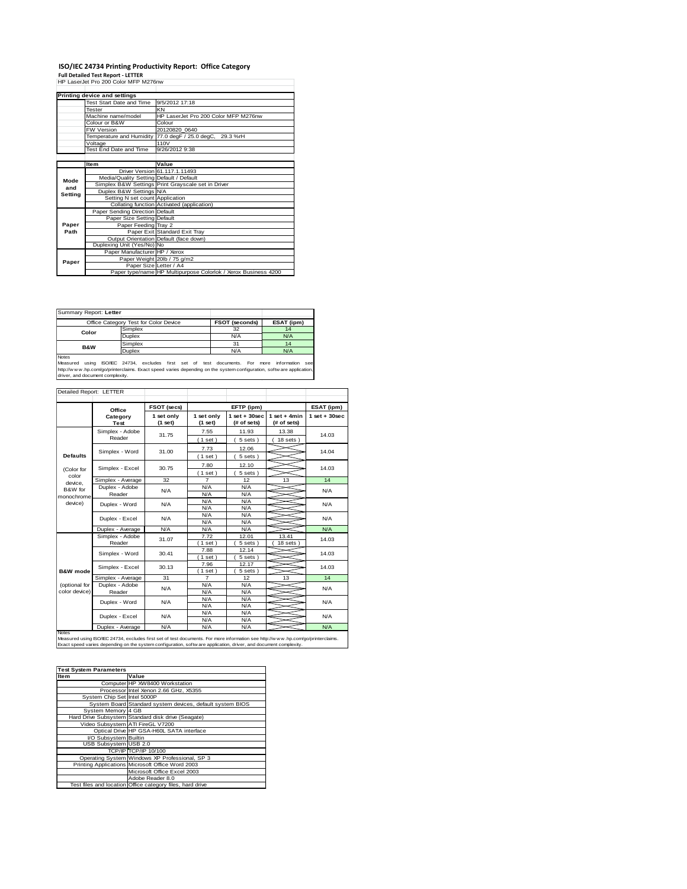# ISO/IEC 24734 Printing Productivity Report: Office Category

**Full Detailed Test Report - LETTER**

HP LaserJet Pro 200 Color MFP M276nw

| Printing device and settings | |
|---|---|
| Test Start Date and Time | 9/5/2012 17:18 |
| Tester | KN |
| Machine name/model | HP LaserJet Pro 200 Color MFP M276nw |
| Colour or B&W | Colour |
| FW Version | 20120820_0640 |
| Temperature and Humidity | 77.0 degF / 25.0 degC, 29.3 %rH |
| Voltage | 110V |
| Test End Date and Time | 9/26/2012 9:38 |

| | Item | Value |
|---|---|---|
| Mode and Setting | Driver Version | 61.117.1.11493 |
| | Media/Quality Setting | Default / Default |
| | Simplex B&W Settings | Print Grayscale set in Driver |
| | Duplex B&W Settings | N/A |
| | Setting N set count | Application |
| | Collating function | Activated (application) |
| Paper Path | Paper Sending Direction | Default |
| | Paper Size Setting | Default |
| | Paper Feeding | Tray 2 |
| | Paper Exit | Standard Exit Tray |
| | Output Orientation | Default (face down) |
| | Duplexing Unit (Yes/No) | No |
| Paper | Paper Manufacturer | HP / Xerox |
| | Paper Weight | 20lb / 75 g/m2 |
| | Paper Size | Letter / A4 |
| | Paper type/name | HP Multipurpose Colorlok / Xerox Business 4200 |

Summary Report: **Letter**

| Office Category Test for Color Device | | FSOT (seconds) | ESAT (ipm) |
|---|---|---|---|
| Color | Simplex | 32 | 14 |
| | Duplex | N/A | N/A |
| B&W | Simplex | 31 | 14 |
| | Duplex | N/A | N/A |

Notes
Measured using ISO/IEC 24734, excludes first set of test documents. For more information see http://www.hp.com/go/printerclaims. Exact speed varies depending on the system configuration, software application, driver, and document complexity.

Detailed Report: LETTER

| | Office Category Test | FSOT (secs) 1 set only (1 set) | EFTP (ipm) 1 set only (1 set) | EFTP (ipm) 1 set + 30sec (# of sets) | EFTP (ipm) 1 set + 4min (# of sets) | ESAT (ipm) 1 set + 30sec |
|---|---|---|---|---|---|---|
| Defaults (Color for color device, B&W for monochrome device) | Simplex - Adobe Reader | 31.75 | 7.55 (1 set) | 11.93 (5 sets) | 13.38 (18 sets) | 14.03 |
| | Simplex - Word | 31.00 | 7.73 (1 set) | 12.06 (5 sets) | | 14.04 |
| | Simplex - Excel | 30.75 | 7.80 (1 set) | 12.10 (5 sets) | | 14.03 |
| | Simplex - Average | 32 | 7 | 12 | 13 | 14 |
| | Duplex - Adobe Reader | N/A | N/A N/A | N/A N/A | | N/A |
| | Duplex - Word | N/A | N/A N/A | N/A N/A | | N/A |
| | Duplex - Excel | N/A | N/A N/A | N/A N/A | | N/A |
| | Duplex - Average | N/A | N/A | N/A | | N/A |
| B&W mode (optional for color device) | Simplex - Adobe Reader | 31.07 | 7.72 (1 set) | 12.01 (5 sets) | 13.41 (18 sets) | 14.03 |
| | Simplex - Word | 30.41 | 7.88 (1 set) | 12.14 (5 sets) | | 14.03 |
| | Simplex - Excel | 30.13 | 7.96 (1 set) | 12.17 (5 sets) | | 14.03 |
| | Simplex - Average | 31 | 7 | 12 | 13 | 14 |
| | Duplex - Adobe Reader | N/A | N/A N/A | N/A N/A | | N/A |
| | Duplex - Word | N/A | N/A N/A | N/A N/A | | N/A |
| | Duplex - Excel | N/A | N/A N/A | N/A N/A | | N/A |
| | Duplex - Average | N/A | N/A | N/A | | N/A |

Notes
Measured using ISO/IEC 24734, excludes first set of test documents. For more information see http://www.hp.com/go/printerclaims. Exact speed varies depending on the system configuration, software application, driver, and document complexity.

| Test System Parameters | |
|---|---|
| **Item** | **Value** |
| Computer | HP XW8400 Workstation |
| Processor | Intel Xenon 2.66 GHz, X5355 |
| System Chip Set | Intel 5000P |
| System Board | Standard system devices, default system BIOS |
| System Memory | 4 GB |
| Hard Drive Subsystem | Standard disk drive (Seagate) |
| Video Subsystem | ATI FireGL V7200 |
| Optical Drive | HP GSA-H60L SATA interface |
| I/O Subsystem | Builtin |
| USB Subsystem | USB 2.0 |
| TCP/IP | TCP/IP 10/100 |
| Operating System | Windows XP Professional, SP 3 |
| Printing Applications | Microsoft Office Word 2003 |
| | Microsoft Office Excel 2003 |
| | Adobe Reader 8.0 |
| Test files and location | Office category files, hard drive |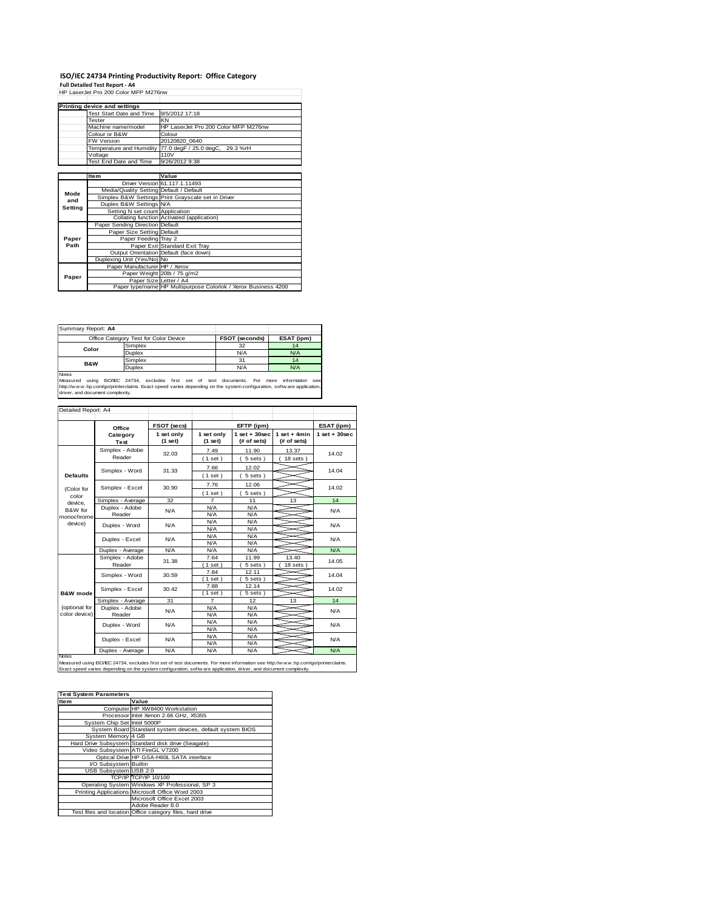# ISO/IEC 24734 Printing Productivity Report: Office Category

**Full Detailed Test Report - A4**

HP LaserJet Pro 200 Color MFP M276nw

| Printing device and settings | |
|---|---|
| Test Start Date and Time | 9/5/2012 17:18 |
| Tester | KN |
| Machine name/model | HP LaserJet Pro 200 Color MFP M276nw |
| Colour or B&W | Colour |
| FW Version | 20120820_0640 |
| Temperature and Humidity | 77.0 degF / 25.0 degC, 29.3 %rH |
| Voltage | 110V |
| Test End Date and Time | 9/26/2012 9:38 |

| | Item | Value |
|---|---|---|
| Mode and Setting | Driver Version | 61.117.1.11493 |
| | Media/Quality Setting | Default / Default |
| | Simplex B&W Settings | Print Grayscale set in Driver |
| | Duplex B&W Settings | N/A |
| | Setting N set count | Application |
| | Collating function | Activated (application) |
| Paper Path | Paper Sending Direction | Default |
| | Paper Size Setting | Default |
| | Paper Feeding | Tray 2 |
| | Paper Exit | Standard Exit Tray |
| | Output Orientation | Default (face down) |
| | Duplexing Unit (Yes/No) | No |
| Paper | Paper Manufacturer | HP / Xerox |
| | Paper Weight | 20lb / 75 g/m2 |
| | Paper Size | Letter / A4 |
| | Paper type/name | HP Multipurpose Colorlok / Xerox Business 4200 |

Summary Report: **A4**

| Office Category Test for Color Device | | FSOT (seconds) | ESAT (ipm) |
|---|---|---|---|
| Color | Simplex | 32 | 14 |
| | Duplex | N/A | N/A |
| B&W | Simplex | 31 | 14 |
| | Duplex | N/A | N/A |

Notes
Measured using ISO/IEC 24734, excludes first set of test documents. For more information see http://www.hp.com/go/printerclaims. Exact speed varies depending on the system configuration, software application, driver, and document complexity.

Detailed Report: A4

| | Office Category Test | FSOT (secs) 1 set only (1 set) | EFTP (ipm) 1 set only (1 set) | EFTP (ipm) 1 set + 30sec (# of sets) | EFTP (ipm) 1 set + 4min (# of sets) | ESAT (ipm) 1 set + 30sec |
|---|---|---|---|---|---|---|
| Defaults (Color for color device, B&W for monochrome device) | Simplex - Adobe Reader | 32.03 | 7.49 (1 set) | 11.90 (5 sets) | 13.37 (18 sets) | 14.02 |
| | Simplex - Word | 31.33 | 7.66 (1 set) | 12.02 (5 sets) | | 14.04 |
| | Simplex - Excel | 30.90 | 7.76 (1 set) | 12.06 (5 sets) | | 14.02 |
| | Simplex - Average | 32 | 7 | 11 | 13 | 14 |
| | Duplex - Adobe Reader | N/A | N/A N/A | N/A N/A | | N/A |
| | Duplex - Word | N/A | N/A N/A | N/A N/A | | N/A |
| | Duplex - Excel | N/A | N/A N/A | N/A N/A | | N/A |
| | Duplex - Average | N/A | N/A | N/A | | N/A |
| B&W mode (optional for color device) | Simplex - Adobe Reader | 31.38 | 7.64 (1 set) | 11.99 (5 sets) | 13.40 (18 sets) | 14.05 |
| | Simplex - Word | 30.59 | 7.84 (1 set) | 12.11 (5 sets) | | 14.04 |
| | Simplex - Excel | 30.42 | 7.88 (1 set) | 12.14 (5 sets) | | 14.02 |
| | Simplex - Average | 31 | 7 | 12 | 13 | 14 |
| | Duplex - Adobe Reader | N/A | N/A N/A | N/A N/A | | N/A |
| | Duplex - Word | N/A | N/A N/A | N/A N/A | | N/A |
| | Duplex - Excel | N/A | N/A N/A | N/A N/A | | N/A |
| | Duplex - Average | N/A | N/A | N/A | | N/A |

Notes
Measured using ISO/IEC 24734, excludes first set of test documents. For more information see http://www.hp.com/go/printerclaims. Exact speed varies depending on the system configuration, software application, driver, and document complexity.

| Test System Parameters | |
|---|---|
| **Item** | **Value** |
| Computer | HP XW8400 Workstation |
| Processor | Intel Xenon 2.66 GHz, X5355 |
| System Chip Set | Intel 5000P |
| System Board | Standard system devices, default system BIOS |
| System Memory | 4 GB |
| Hard Drive Subsystem | Standard disk drive (Seagate) |
| Video Subsystem | ATI FireGL V7200 |
| Optical Drive | HP GSA-H60L SATA interface |
| I/O Subsystem | Builtin |
| USB Subsystem | USB 2.0 |
| TCP/IP | TCP/IP 10/100 |
| Operating System | Windows XP Professional, SP 3 |
| Printing Applications | Microsoft Office Word 2003 |
| | Microsoft Office Excel 2003 |
| | Adobe Reader 8.0 |
| Test files and location | Office category files, hard drive |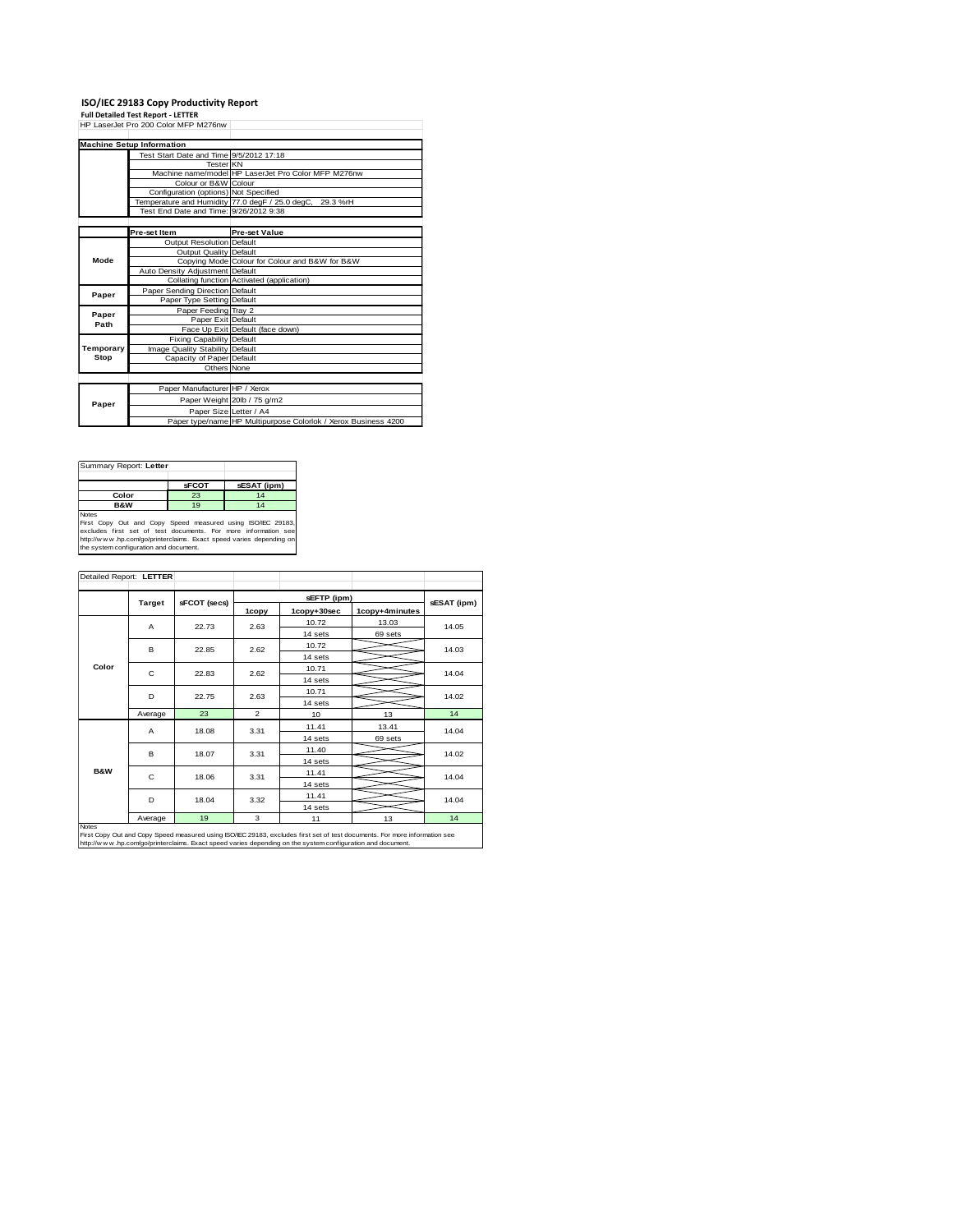# ISO/IEC 29183 Copy Productivity Report

**Full Detailed Test Report - LETTER**

HP LaserJet Pro 200 Color MFP M276nw

| Machine Setup Information | | |
|---|---|---|
| | Test Start Date and Time | 9/5/2012 17:18 |
| | Tester | KN |
| | Machine name/model | HP LaserJet Pro Color MFP M276nw |
| | Colour or B&W | Colour |
| | Configuration (options) | Not Specified |
| | Temperature and Humidity | 77.0 degF / 25.0 degC, 29.3 %rH |
| | Test End Date and Time: | 9/26/2012 9:38 |

| | Pre-set Item | Pre-set Value |
|---|---|---|
| Mode | Output Resolution | Default |
| | Output Quality | Default |
| | Copying Mode | Colour for Colour and B&W for B&W |
| | Auto Density Adjustment | Default |
| | Collating function | Activated (application) |
| Paper | Paper Sending Direction | Default |
| | Paper Type Setting | Default |
| Paper Path | Paper Feeding | Tray 2 |
| | Paper Exit | Default |
| | Face Up Exit | Default (face down) |
| Temporary Stop | Fixing Capability | Default |
| | Image Quality Stability | Default |
| | Capacity of Paper | Default |
| | Others | None |

| | | |
|---|---|---|
| Paper | Paper Manufacturer | HP / Xerox |
| | Paper Weight | 20lb / 75 g/m2 |
| | Paper Size | Letter / A4 |
| | Paper type/name | HP Multipurpose Colorlok / Xerox Business 4200 |

Summary Report: **Letter**

| | sFCOT | sESAT (ipm) |
|---|---|---|
| Color | 23 | 14 |
| B&W | 19 | 14 |

Notes
First Copy Out and Copy Speed measured using ISO/IEC 29183, excludes first set of test documents. For more information see http://www.hp.com/go/printerclaims. Exact speed varies depending on the system configuration and document.

Detailed Report: **LETTER**

| | Target | sFCOT (secs) | sEFTP (ipm) 1copy | sEFTP (ipm) 1copy+30sec | sEFTP (ipm) 1copy+4minutes | sESAT (ipm) |
|---|---|---|---|---|---|---|
| Color | A | 22.73 | 2.63 | 10.72 / 14 sets | 13.03 / 69 sets | 14.05 |
| | B | 22.85 | 2.62 | 10.72 / 14 sets | | 14.03 |
| | C | 22.83 | 2.62 | 10.71 / 14 sets | | 14.04 |
| | D | 22.75 | 2.63 | 10.71 / 14 sets | | 14.02 |
| | Average | 23 | 2 | 10 | 13 | 14 |
| B&W | A | 18.08 | 3.31 | 11.41 / 14 sets | 13.41 / 69 sets | 14.04 |
| | B | 18.07 | 3.31 | 11.40 / 14 sets | | 14.02 |
| | C | 18.06 | 3.31 | 11.41 / 14 sets | | 14.04 |
| | D | 18.04 | 3.32 | 11.41 / 14 sets | | 14.04 |
| | Average | 19 | 3 | 11 | 13 | 14 |

Notes
First Copy Out and Copy Speed measured using ISO/IEC 29183, excludes first set of test documents. For more information see http://www.hp.com/go/printerclaims. Exact speed varies depending on the system configuration and document.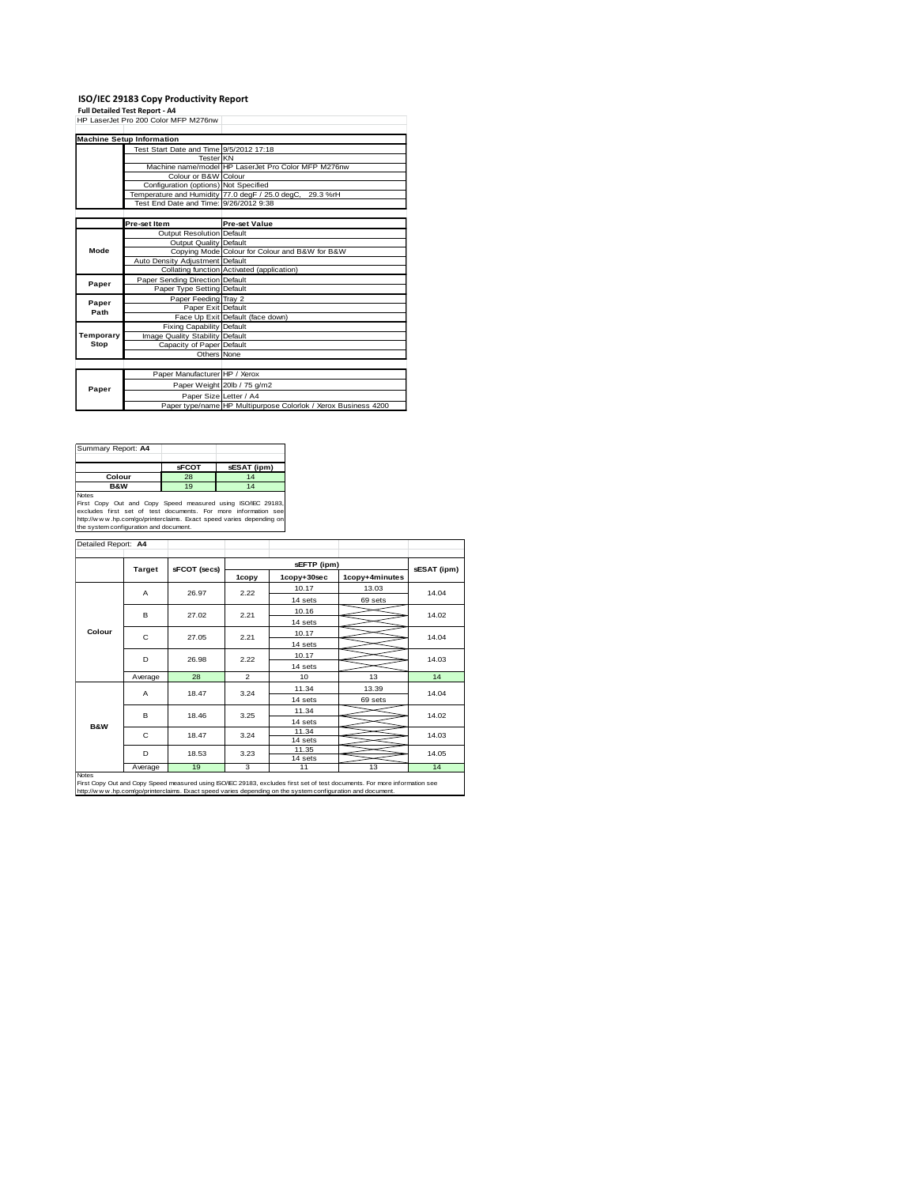# ISO/IEC 29183 Copy Productivity Report

**Full Detailed Test Report - A4**

HP LaserJet Pro 200 Color MFP M276nw

| Machine Setup Information | | |
|---|---|---|
| | Test Start Date and Time | 9/5/2012 17:18 |
| | Tester | KN |
| | Machine name/model | HP LaserJet Pro Color MFP M276nw |
| | Colour or B&W | Colour |
| | Configuration (options) | Not Specified |
| | Temperature and Humidity | 77.0 degF / 25.0 degC, 29.3 %rH |
| | Test End Date and Time: | 9/26/2012 9:38 |

| | Pre-set Item | Pre-set Value |
|---|---|---|
| Mode | Output Resolution | Default |
| | Output Quality | Default |
| | Copying Mode | Colour for Colour and B&W for B&W |
| | Auto Density Adjustment | Default |
| | Collating function | Activated (application) |
| Paper | Paper Sending Direction | Default |
| | Paper Type Setting | Default |
| Paper Path | Paper Feeding | Tray 2 |
| | Paper Exit | Default |
| | Face Up Exit | Default (face down) |
| Temporary Stop | Fixing Capability | Default |
| | Image Quality Stability | Default |
| | Capacity of Paper | Default |
| | Others | None |

| | | |
|---|---|---|
| Paper | Paper Manufacturer | HP / Xerox |
| | Paper Weight | 20lb / 75 g/m2 |
| | Paper Size | Letter / A4 |
| | Paper type/name | HP Multipurpose Colorlok / Xerox Business 4200 |

Summary Report: **A4**

| | sFCOT | sESAT (ipm) |
|---|---|---|
| Colour | 28 | 14 |
| B&W | 19 | 14 |

Notes
First Copy Out and Copy Speed measured using ISO/IEC 29183, excludes first set of test documents. For more information see http://www.hp.com/go/printerclaims. Exact speed varies depending on the system configuration and document.

Detailed Report: **A4**

| | Target | sFCOT (secs) | sEFTP (ipm) | | | sESAT (ipm) |
|---|---|---|---|---|---|---|
| | | | 1copy | 1copy+30sec | 1copy+4minutes | |
| Colour | A | 26.97 | 2.22 | 10.17 / 14 sets | 13.03 / 69 sets | 14.04 |
| | B | 27.02 | 2.21 | 10.16 / 14 sets | | 14.02 |
| | C | 27.05 | 2.21 | 10.17 / 14 sets | | 14.04 |
| | D | 26.98 | 2.22 | 10.17 / 14 sets | | 14.03 |
| | Average | 28 | 2 | 10 | 13 | 14 |
| B&W | A | 18.47 | 3.24 | 11.34 / 14 sets | 13.39 / 69 sets | 14.04 |
| | B | 18.46 | 3.25 | 11.34 / 14 sets | | 14.02 |
| | C | 18.47 | 3.24 | 11.34 / 14 sets | | 14.03 |
| | D | 18.53 | 3.23 | 11.35 / 14 sets | | 14.05 |
| | Average | 19 | 3 | 11 | 13 | 14 |

Notes
First Copy Out and Copy Speed measured using ISO/IEC 29183, excludes first set of test documents. For more information see http://www.hp.com/go/printerclaims. Exact speed varies depending on the system configuration and document.